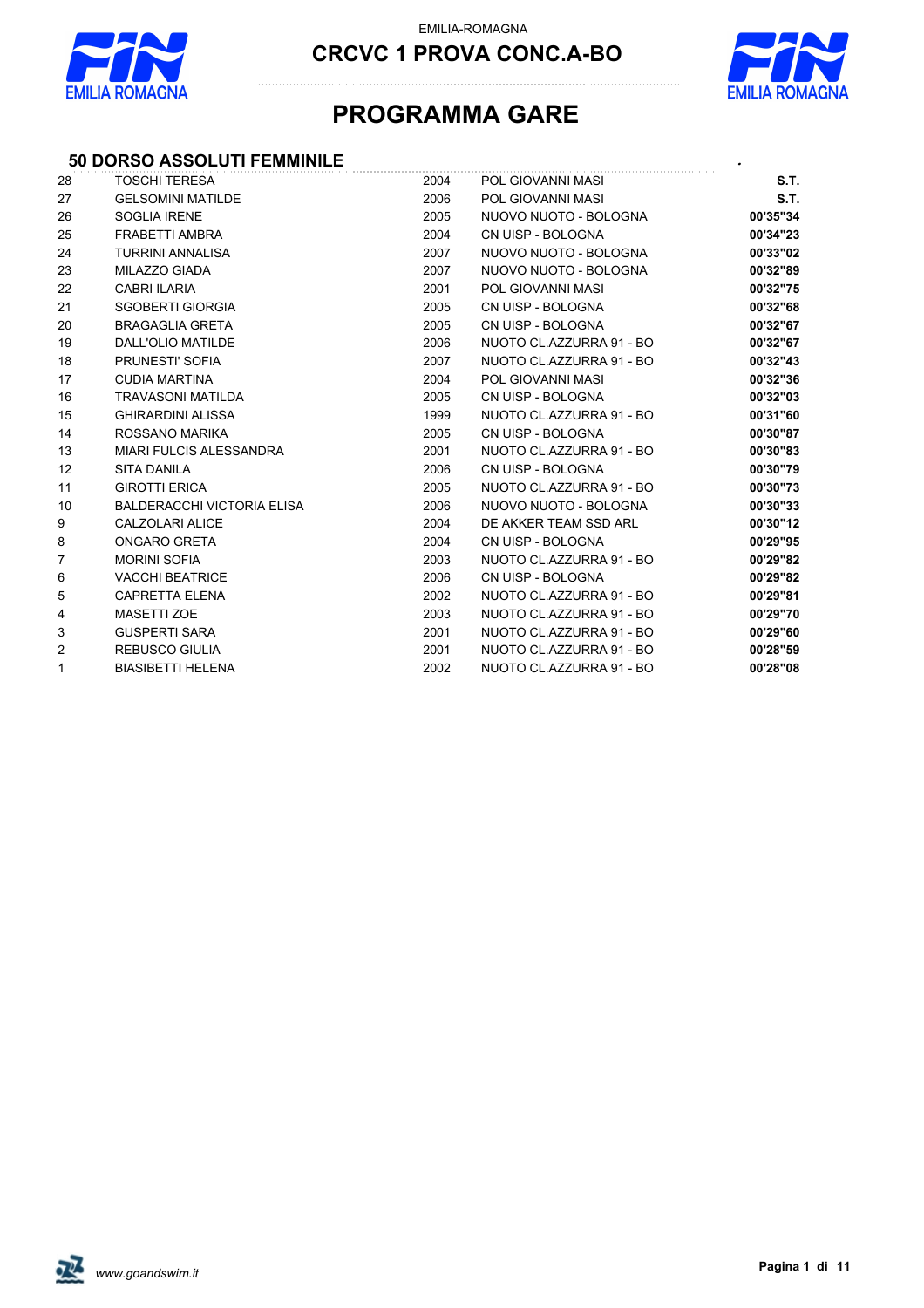EMILIA-ROMAGNA

# CRCVC 1 PROVA CONC.A-BO

# PROGRAMMA GARE

## 50 DORSO ASSOLUTI FEMMINILE

| | | | | |
|---|---|---|---|---|
| 28 | TOSCHI TERESA | 2004 | POL GIOVANNI MASI | S.T. |
| 27 | GELSOMINI MATILDE | 2006 | POL GIOVANNI MASI | S.T. |
| 26 | SOGLIA IRENE | 2005 | NUOVO NUOTO - BOLOGNA | 00'35"34 |
| 25 | FRABETTI AMBRA | 2004 | CN UISP - BOLOGNA | 00'34"23 |
| 24 | TURRINI ANNALISA | 2007 | NUOVO NUOTO - BOLOGNA | 00'33"02 |
| 23 | MILAZZO GIADA | 2007 | NUOVO NUOTO - BOLOGNA | 00'32"89 |
| 22 | CABRI ILARIA | 2001 | POL GIOVANNI MASI | 00'32"75 |
| 21 | SGOBERTI GIORGIA | 2005 | CN UISP - BOLOGNA | 00'32"68 |
| 20 | BRAGAGLIA GRETA | 2005 | CN UISP - BOLOGNA | 00'32"67 |
| 19 | DALL'OLIO MATILDE | 2006 | NUOTO CL.AZZURRA 91 - BO | 00'32"67 |
| 18 | PRUNESTI' SOFIA | 2007 | NUOTO CL.AZZURRA 91 - BO | 00'32"43 |
| 17 | CUDIA MARTINA | 2004 | POL GIOVANNI MASI | 00'32"36 |
| 16 | TRAVASONI MATILDA | 2005 | CN UISP - BOLOGNA | 00'32"03 |
| 15 | GHIRARDINI ALISSA | 1999 | NUOTO CL.AZZURRA 91 - BO | 00'31"60 |
| 14 | ROSSANO MARIKA | 2005 | CN UISP - BOLOGNA | 00'30"87 |
| 13 | MIARI FULCIS ALESSANDRA | 2001 | NUOTO CL.AZZURRA 91 - BO | 00'30"83 |
| 12 | SITA DANILA | 2006 | CN UISP - BOLOGNA | 00'30"79 |
| 11 | GIROTTI ERICA | 2005 | NUOTO CL.AZZURRA 91 - BO | 00'30"73 |
| 10 | BALDERACCHI VICTORIA ELISA | 2006 | NUOVO NUOTO - BOLOGNA | 00'30"33 |
| 9 | CALZOLARI ALICE | 2004 | DE AKKER TEAM SSD ARL | 00'30"12 |
| 8 | ONGARO GRETA | 2004 | CN UISP - BOLOGNA | 00'29"95 |
| 7 | MORINI SOFIA | 2003 | NUOTO CL.AZZURRA 91 - BO | 00'29"82 |
| 6 | VACCHI BEATRICE | 2006 | CN UISP - BOLOGNA | 00'29"82 |
| 5 | CAPRETTA ELENA | 2002 | NUOTO CL.AZZURRA 91 - BO | 00'29"81 |
| 4 | MASETTI ZOE | 2003 | NUOTO CL.AZZURRA 91 - BO | 00'29"70 |
| 3 | GUSPERTI SARA | 2001 | NUOTO CL.AZZURRA 91 - BO | 00'29"60 |
| 2 | REBUSCO GIULIA | 2001 | NUOTO CL.AZZURRA 91 - BO | 00'28"59 |
| 1 | BIASIBETTI HELENA | 2002 | NUOTO CL.AZZURRA 91 - BO | 00'28"08 |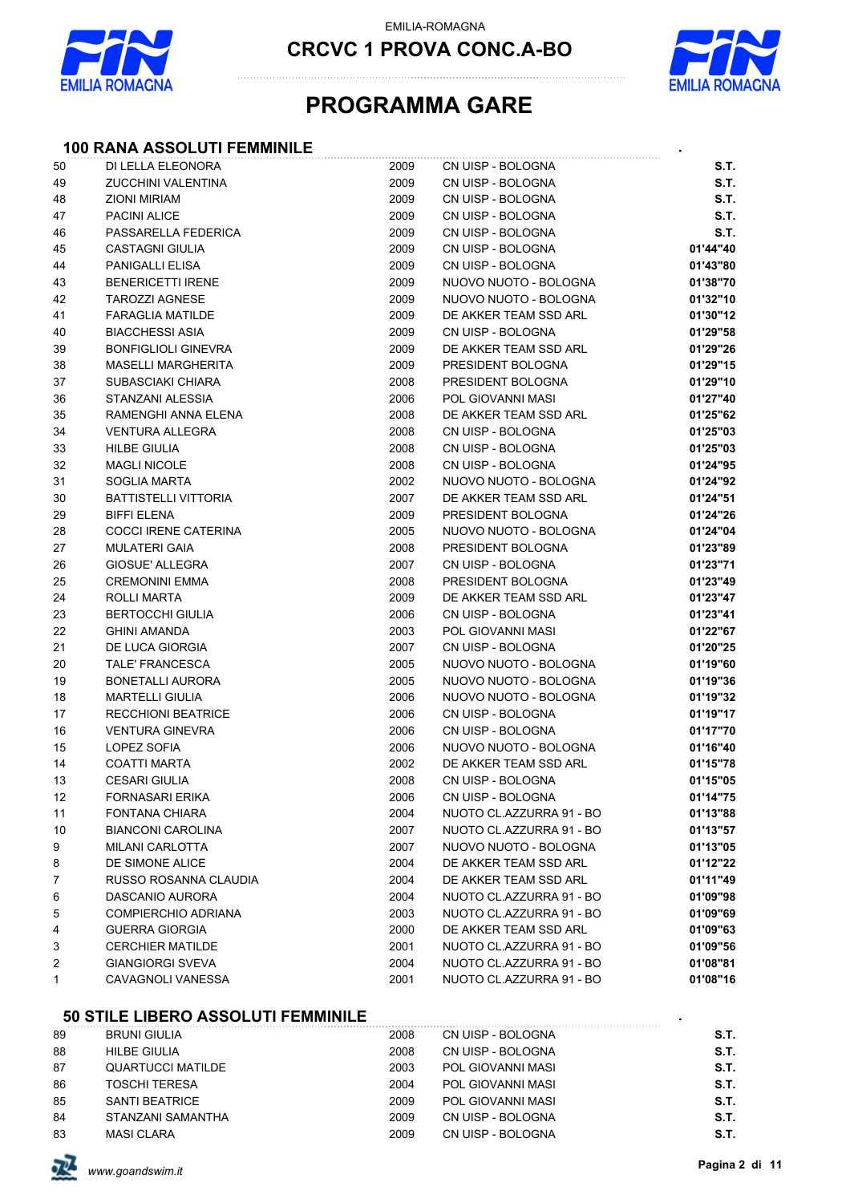EMILIA-ROMAGNA

# CRCVC 1 PROVA CONC.A-BO

# PROGRAMMA GARE

## 100 RANA ASSOLUTI FEMMINILE

| | | | | |
|---|---|---|---|---|
| 50 | DI LELLA ELEONORA | 2009 | CN UISP - BOLOGNA | **S.T.** |
| 49 | ZUCCHINI VALENTINA | 2009 | CN UISP - BOLOGNA | **S.T.** |
| 48 | ZIONI MIRIAM | 2009 | CN UISP - BOLOGNA | **S.T.** |
| 47 | PACINI ALICE | 2009 | CN UISP - BOLOGNA | **S.T.** |
| 46 | PASSARELLA FEDERICA | 2009 | CN UISP - BOLOGNA | **S.T.** |
| 45 | CASTAGNI GIULIA | 2009 | CN UISP - BOLOGNA | **01'44"40** |
| 44 | PANIGALLI ELISA | 2009 | CN UISP - BOLOGNA | **01'43"80** |
| 43 | BENERICETTI IRENE | 2009 | NUOVO NUOTO - BOLOGNA | **01'38"70** |
| 42 | TAROZZI AGNESE | 2009 | NUOVO NUOTO - BOLOGNA | **01'32"10** |
| 41 | FARAGLIA MATILDE | 2009 | DE AKKER TEAM SSD ARL | **01'30"12** |
| 40 | BIACCHESSI ASIA | 2009 | CN UISP - BOLOGNA | **01'29"58** |
| 39 | BONFIGLIOLI GINEVRA | 2009 | DE AKKER TEAM SSD ARL | **01'29"26** |
| 38 | MASELLI MARGHERITA | 2009 | PRESIDENT BOLOGNA | **01'29"15** |
| 37 | SUBASCIAKI CHIARA | 2008 | PRESIDENT BOLOGNA | **01'29"10** |
| 36 | STANZANI ALESSIA | 2006 | POL GIOVANNI MASI | **01'27"40** |
| 35 | RAMENGHI ANNA ELENA | 2008 | DE AKKER TEAM SSD ARL | **01'25"62** |
| 34 | VENTURA ALLEGRA | 2008 | CN UISP - BOLOGNA | **01'25"03** |
| 33 | HILBE GIULIA | 2008 | CN UISP - BOLOGNA | **01'25"03** |
| 32 | MAGLI NICOLE | 2008 | CN UISP - BOLOGNA | **01'24"95** |
| 31 | SOGLIA MARTA | 2002 | NUOVO NUOTO - BOLOGNA | **01'24"92** |
| 30 | BATTISTELLI VITTORIA | 2007 | DE AKKER TEAM SSD ARL | **01'24"51** |
| 29 | BIFFI ELENA | 2009 | PRESIDENT BOLOGNA | **01'24"26** |
| 28 | COCCI IRENE CATERINA | 2005 | NUOVO NUOTO - BOLOGNA | **01'24"04** |
| 27 | MULATERI GAIA | 2008 | PRESIDENT BOLOGNA | **01'23"89** |
| 26 | GIOSUE' ALLEGRA | 2007 | CN UISP - BOLOGNA | **01'23"71** |
| 25 | CREMONINI EMMA | 2008 | PRESIDENT BOLOGNA | **01'23"49** |
| 24 | ROLLI MARTA | 2009 | DE AKKER TEAM SSD ARL | **01'23"47** |
| 23 | BERTOCCHI GIULIA | 2006 | CN UISP - BOLOGNA | **01'23"41** |
| 22 | GHINI AMANDA | 2003 | POL GIOVANNI MASI | **01'22"67** |
| 21 | DE LUCA GIORGIA | 2007 | CN UISP - BOLOGNA | **01'20"25** |
| 20 | TALE' FRANCESCA | 2005 | NUOVO NUOTO - BOLOGNA | **01'19"60** |
| 19 | BONETALLI AURORA | 2005 | NUOVO NUOTO - BOLOGNA | **01'19"36** |
| 18 | MARTELLI GIULIA | 2006 | NUOVO NUOTO - BOLOGNA | **01'19"32** |
| 17 | RECCHIONI BEATRICE | 2006 | CN UISP - BOLOGNA | **01'19"17** |
| 16 | VENTURA GINEVRA | 2006 | CN UISP - BOLOGNA | **01'17"70** |
| 15 | LOPEZ SOFIA | 2006 | NUOVO NUOTO - BOLOGNA | **01'16"40** |
| 14 | COATTI MARTA | 2002 | DE AKKER TEAM SSD ARL | **01'15"78** |
| 13 | CESARI GIULIA | 2008 | CN UISP - BOLOGNA | **01'15"05** |
| 12 | FORNASARI ERIKA | 2006 | CN UISP - BOLOGNA | **01'14"75** |
| 11 | FONTANA CHIARA | 2004 | NUOTO CL.AZZURRA 91 - BO | **01'13"88** |
| 10 | BIANCONI CAROLINA | 2007 | NUOTO CL.AZZURRA 91 - BO | **01'13"57** |
| 9 | MILANI CARLOTTA | 2007 | NUOVO NUOTO - BOLOGNA | **01'13"05** |
| 8 | DE SIMONE ALICE | 2004 | DE AKKER TEAM SSD ARL | **01'12"22** |
| 7 | RUSSO ROSANNA CLAUDIA | 2004 | DE AKKER TEAM SSD ARL | **01'11"49** |
| 6 | DASCANIO AURORA | 2004 | NUOTO CL.AZZURRA 91 - BO | **01'09"98** |
| 5 | COMPIERCHIO ADRIANA | 2003 | NUOTO CL.AZZURRA 91 - BO | **01'09"69** |
| 4 | GUERRA GIORGIA | 2000 | DE AKKER TEAM SSD ARL | **01'09"63** |
| 3 | CERCHIER MATILDE | 2001 | NUOTO CL.AZZURRA 91 - BO | **01'09"56** |
| 2 | GIANGIORGI SVEVA | 2004 | NUOTO CL.AZZURRA 91 - BO | **01'08"81** |
| 1 | CAVAGNOLI VANESSA | 2001 | NUOTO CL.AZZURRA 91 - BO | **01'08"16** |

## 50 STILE LIBERO ASSOLUTI FEMMINILE

| | | | | |
|---|---|---|---|---|
| 89 | BRUNI GIULIA | 2008 | CN UISP - BOLOGNA | **S.T.** |
| 88 | HILBE GIULIA | 2008 | CN UISP - BOLOGNA | **S.T.** |
| 87 | QUARTUCCI MATILDE | 2003 | POL GIOVANNI MASI | **S.T.** |
| 86 | TOSCHI TERESA | 2004 | POL GIOVANNI MASI | **S.T.** |
| 85 | SANTI BEATRICE | 2009 | POL GIOVANNI MASI | **S.T.** |
| 84 | STANZANI SAMANTHA | 2009 | CN UISP - BOLOGNA | **S.T.** |
| 83 | MASI CLARA | 2009 | CN UISP - BOLOGNA | **S.T.** |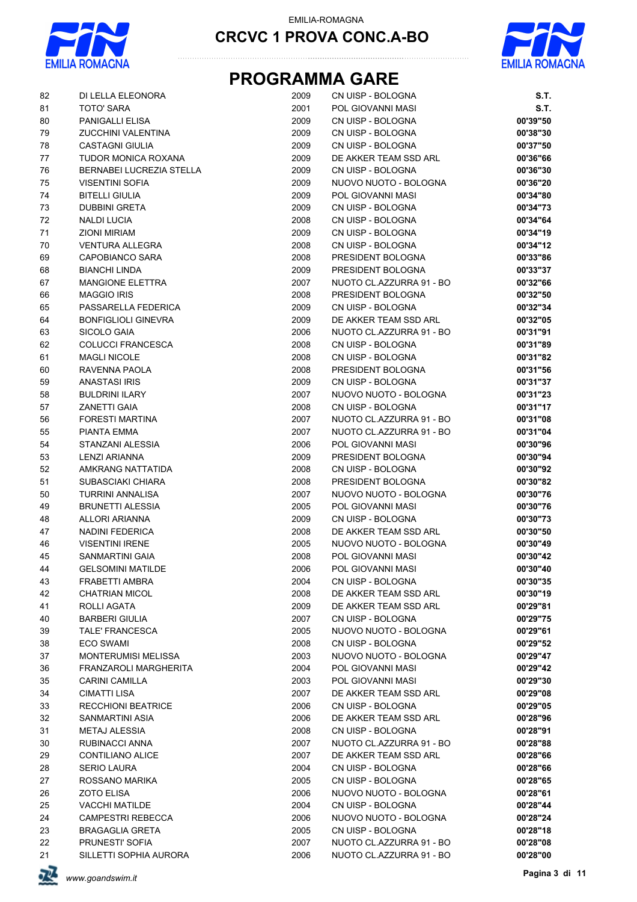EMILIA-ROMAGNA

# CRCVC 1 PROVA CONC.A-BO

## PROGRAMMA GARE

| | | | | |
|---|---|---|---|---|
| 82 | DI LELLA ELEONORA | 2009 | CN UISP - BOLOGNA | **S.T.** |
| 81 | TOTO' SARA | 2001 | POL GIOVANNI MASI | **S.T.** |
| 80 | PANIGALLI ELISA | 2009 | CN UISP - BOLOGNA | **00'39"50** |
| 79 | ZUCCHINI VALENTINA | 2009 | CN UISP - BOLOGNA | **00'38"30** |
| 78 | CASTAGNI GIULIA | 2009 | CN UISP - BOLOGNA | **00'37"50** |
| 77 | TUDOR MONICA ROXANA | 2009 | DE AKKER TEAM SSD ARL | **00'36"66** |
| 76 | BERNABEI LUCREZIA STELLA | 2009 | CN UISP - BOLOGNA | **00'36"30** |
| 75 | VISENTINI SOFIA | 2009 | NUOVO NUOTO - BOLOGNA | **00'36"20** |
| 74 | BITELLI GIULIA | 2009 | POL GIOVANNI MASI | **00'34"80** |
| 73 | DUBBINI GRETA | 2009 | CN UISP - BOLOGNA | **00'34"73** |
| 72 | NALDI LUCIA | 2008 | CN UISP - BOLOGNA | **00'34"64** |
| 71 | ZIONI MIRIAM | 2009 | CN UISP - BOLOGNA | **00'34"19** |
| 70 | VENTURA ALLEGRA | 2008 | CN UISP - BOLOGNA | **00'34"12** |
| 69 | CAPOBIANCO SARA | 2008 | PRESIDENT BOLOGNA | **00'33"86** |
| 68 | BIANCHI LINDA | 2009 | PRESIDENT BOLOGNA | **00'33"37** |
| 67 | MANGIONE ELETTRA | 2007 | NUOTO CL.AZZURRA 91 - BO | **00'32"66** |
| 66 | MAGGIO IRIS | 2008 | PRESIDENT BOLOGNA | **00'32"50** |
| 65 | PASSARELLA FEDERICA | 2009 | CN UISP - BOLOGNA | **00'32"34** |
| 64 | BONFIGLIOLI GINEVRA | 2009 | DE AKKER TEAM SSD ARL | **00'32"05** |
| 63 | SICOLO GAIA | 2006 | NUOTO CL.AZZURRA 91 - BO | **00'31"91** |
| 62 | COLUCCI FRANCESCA | 2008 | CN UISP - BOLOGNA | **00'31"89** |
| 61 | MAGLI NICOLE | 2008 | CN UISP - BOLOGNA | **00'31"82** |
| 60 | RAVENNA PAOLA | 2008 | PRESIDENT BOLOGNA | **00'31"56** |
| 59 | ANASTASI IRIS | 2009 | CN UISP - BOLOGNA | **00'31"37** |
| 58 | BULDRINI ILARY | 2007 | NUOVO NUOTO - BOLOGNA | **00'31"23** |
| 57 | ZANETTI GAIA | 2008 | CN UISP - BOLOGNA | **00'31"17** |
| 56 | FORESTI MARTINA | 2007 | NUOTO CL.AZZURRA 91 - BO | **00'31"08** |
| 55 | PIANTA EMMA | 2007 | NUOTO CL.AZZURRA 91 - BO | **00'31"04** |
| 54 | STANZANI ALESSIA | 2006 | POL GIOVANNI MASI | **00'30"96** |
| 53 | LENZI ARIANNA | 2009 | PRESIDENT BOLOGNA | **00'30"94** |
| 52 | AMKRANG NATTATIDA | 2008 | CN UISP - BOLOGNA | **00'30"92** |
| 51 | SUBASCIAKI CHIARA | 2008 | PRESIDENT BOLOGNA | **00'30"82** |
| 50 | TURRINI ANNALISA | 2007 | NUOVO NUOTO - BOLOGNA | **00'30"76** |
| 49 | BRUNETTI ALESSIA | 2005 | POL GIOVANNI MASI | **00'30"76** |
| 48 | ALLORI ARIANNA | 2009 | CN UISP - BOLOGNA | **00'30"73** |
| 47 | NADINI FEDERICA | 2008 | DE AKKER TEAM SSD ARL | **00'30"50** |
| 46 | VISENTINI IRENE | 2005 | NUOVO NUOTO - BOLOGNA | **00'30"49** |
| 45 | SANMARTINI GAIA | 2008 | POL GIOVANNI MASI | **00'30"42** |
| 44 | GELSOMINI MATILDE | 2006 | POL GIOVANNI MASI | **00'30"40** |
| 43 | FRABETTI AMBRA | 2004 | CN UISP - BOLOGNA | **00'30"35** |
| 42 | CHATRIAN MICOL | 2008 | DE AKKER TEAM SSD ARL | **00'30"19** |
| 41 | ROLLI AGATA | 2009 | DE AKKER TEAM SSD ARL | **00'29"81** |
| 40 | BARBERI GIULIA | 2007 | CN UISP - BOLOGNA | **00'29"75** |
| 39 | TALE' FRANCESCA | 2005 | NUOVO NUOTO - BOLOGNA | **00'29"61** |
| 38 | ECO SWAMI | 2008 | CN UISP - BOLOGNA | **00'29"52** |
| 37 | MONTERUMISI MELISSA | 2003 | NUOVO NUOTO - BOLOGNA | **00'29"47** |
| 36 | FRANZAROLI MARGHERITA | 2004 | POL GIOVANNI MASI | **00'29"42** |
| 35 | CARINI CAMILLA | 2003 | POL GIOVANNI MASI | **00'29"30** |
| 34 | CIMATTI LISA | 2007 | DE AKKER TEAM SSD ARL | **00'29"08** |
| 33 | RECCHIONI BEATRICE | 2006 | CN UISP - BOLOGNA | **00'29"05** |
| 32 | SANMARTINI ASIA | 2006 | DE AKKER TEAM SSD ARL | **00'28"96** |
| 31 | METAJ ALESSIA | 2008 | CN UISP - BOLOGNA | **00'28"91** |
| 30 | RUBINACCI ANNA | 2007 | NUOTO CL.AZZURRA 91 - BO | **00'28"88** |
| 29 | CONTILIANO ALICE | 2007 | DE AKKER TEAM SSD ARL | **00'28"66** |
| 28 | SERIO LAURA | 2004 | CN UISP - BOLOGNA | **00'28"66** |
| 27 | ROSSANO MARIKA | 2005 | CN UISP - BOLOGNA | **00'28"65** |
| 26 | ZOTO ELISA | 2006 | NUOVO NUOTO - BOLOGNA | **00'28"61** |
| 25 | VACCHI MATILDE | 2004 | CN UISP - BOLOGNA | **00'28"44** |
| 24 | CAMPESTRI REBECCA | 2006 | NUOVO NUOTO - BOLOGNA | **00'28"24** |
| 23 | BRAGAGLIA GRETA | 2005 | CN UISP - BOLOGNA | **00'28"18** |
| 22 | PRUNESTI' SOFIA | 2007 | NUOTO CL.AZZURRA 91 - BO | **00'28"08** |
| 21 | SILLETTI SOPHIA AURORA | 2006 | NUOTO CL.AZZURRA 91 - BO | **00'28"00** |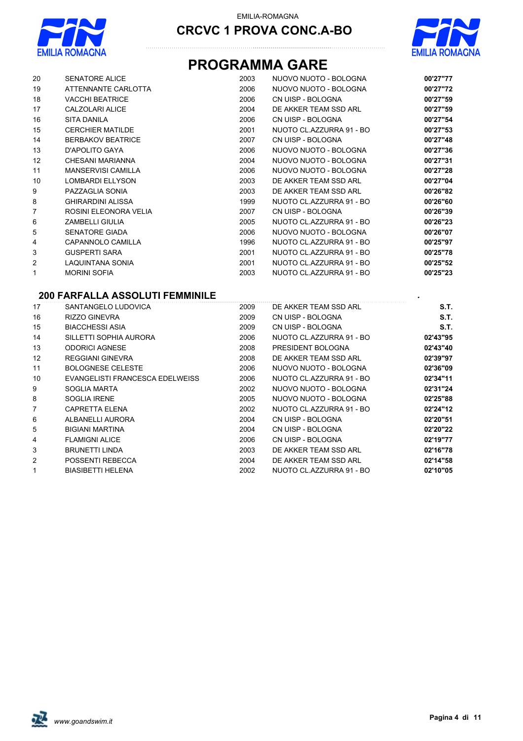EMILIA-ROMAGNA

**CRCVC 1 PROVA CONC.A-BO**

# PROGRAMMA GARE

| | | | | |
|---|---|---|---|---|
| 20 | SENATORE ALICE | 2003 | NUOVO NUOTO - BOLOGNA | **00'27"77** |
| 19 | ATTENNANTE CARLOTTA | 2006 | NUOVO NUOTO - BOLOGNA | **00'27"72** |
| 18 | VACCHI BEATRICE | 2006 | CN UISP - BOLOGNA | **00'27"59** |
| 17 | CALZOLARI ALICE | 2004 | DE AKKER TEAM SSD ARL | **00'27"59** |
| 16 | SITA DANILA | 2006 | CN UISP - BOLOGNA | **00'27"54** |
| 15 | CERCHIER MATILDE | 2001 | NUOTO CL.AZZURRA 91 - BO | **00'27"53** |
| 14 | BERBAKOV BEATRICE | 2007 | CN UISP - BOLOGNA | **00'27"48** |
| 13 | D'APOLITO GAYA | 2006 | NUOVO NUOTO - BOLOGNA | **00'27"36** |
| 12 | CHESANI MARIANNA | 2004 | NUOVO NUOTO - BOLOGNA | **00'27"31** |
| 11 | MANSERVISI CAMILLA | 2006 | NUOVO NUOTO - BOLOGNA | **00'27"28** |
| 10 | LOMBARDI ELLYSON | 2003 | DE AKKER TEAM SSD ARL | **00'27"04** |
| 9 | PAZZAGLIA SONIA | 2003 | DE AKKER TEAM SSD ARL | **00'26"82** |
| 8 | GHIRARDINI ALISSA | 1999 | NUOTO CL.AZZURRA 91 - BO | **00'26"60** |
| 7 | ROSINI ELEONORA VELIA | 2007 | CN UISP - BOLOGNA | **00'26"39** |
| 6 | ZAMBELLI GIULIA | 2005 | NUOTO CL.AZZURRA 91 - BO | **00'26"23** |
| 5 | SENATORE GIADA | 2006 | NUOVO NUOTO - BOLOGNA | **00'26"07** |
| 4 | CAPANNOLO CAMILLA | 1996 | NUOTO CL.AZZURRA 91 - BO | **00'25"97** |
| 3 | GUSPERTI SARA | 2001 | NUOTO CL.AZZURRA 91 - BO | **00'25"78** |
| 2 | LAQUINTANA SONIA | 2001 | NUOTO CL.AZZURRA 91 - BO | **00'25"52** |
| 1 | MORINI SOFIA | 2003 | NUOTO CL.AZZURRA 91 - BO | **00'25"23** |

## 200 FARFALLA ASSOLUTI FEMMINILE

| | | | | |
|---|---|---|---|---|
| 17 | SANTANGELO LUDOVICA | 2009 | DE AKKER TEAM SSD ARL | **S.T.** |
| 16 | RIZZO GINEVRA | 2009 | CN UISP - BOLOGNA | **S.T.** |
| 15 | BIACCHESSI ASIA | 2009 | CN UISP - BOLOGNA | **S.T.** |
| 14 | SILLETTI SOPHIA AURORA | 2006 | NUOTO CL.AZZURRA 91 - BO | **02'43"95** |
| 13 | ODORICI AGNESE | 2008 | PRESIDENT BOLOGNA | **02'43"40** |
| 12 | REGGIANI GINEVRA | 2008 | DE AKKER TEAM SSD ARL | **02'39"97** |
| 11 | BOLOGNESE CELESTE | 2006 | NUOVO NUOTO - BOLOGNA | **02'36"09** |
| 10 | EVANGELISTI FRANCESCA EDELWEISS | 2006 | NUOTO CL.AZZURRA 91 - BO | **02'34"11** |
| 9 | SOGLIA MARTA | 2002 | NUOVO NUOTO - BOLOGNA | **02'31"24** |
| 8 | SOGLIA IRENE | 2005 | NUOVO NUOTO - BOLOGNA | **02'25"88** |
| 7 | CAPRETTA ELENA | 2002 | NUOTO CL.AZZURRA 91 - BO | **02'24"12** |
| 6 | ALBANELLI AURORA | 2004 | CN UISP - BOLOGNA | **02'20"51** |
| 5 | BIGIANI MARTINA | 2004 | CN UISP - BOLOGNA | **02'20"22** |
| 4 | FLAMIGNI ALICE | 2006 | CN UISP - BOLOGNA | **02'19"77** |
| 3 | BRUNETTI LINDA | 2003 | DE AKKER TEAM SSD ARL | **02'16"78** |
| 2 | POSSENTI REBECCA | 2004 | DE AKKER TEAM SSD ARL | **02'14"58** |
| 1 | BIASIBETTI HELENA | 2002 | NUOTO CL.AZZURRA 91 - BO | **02'10"05** |

*www.goandswim.it*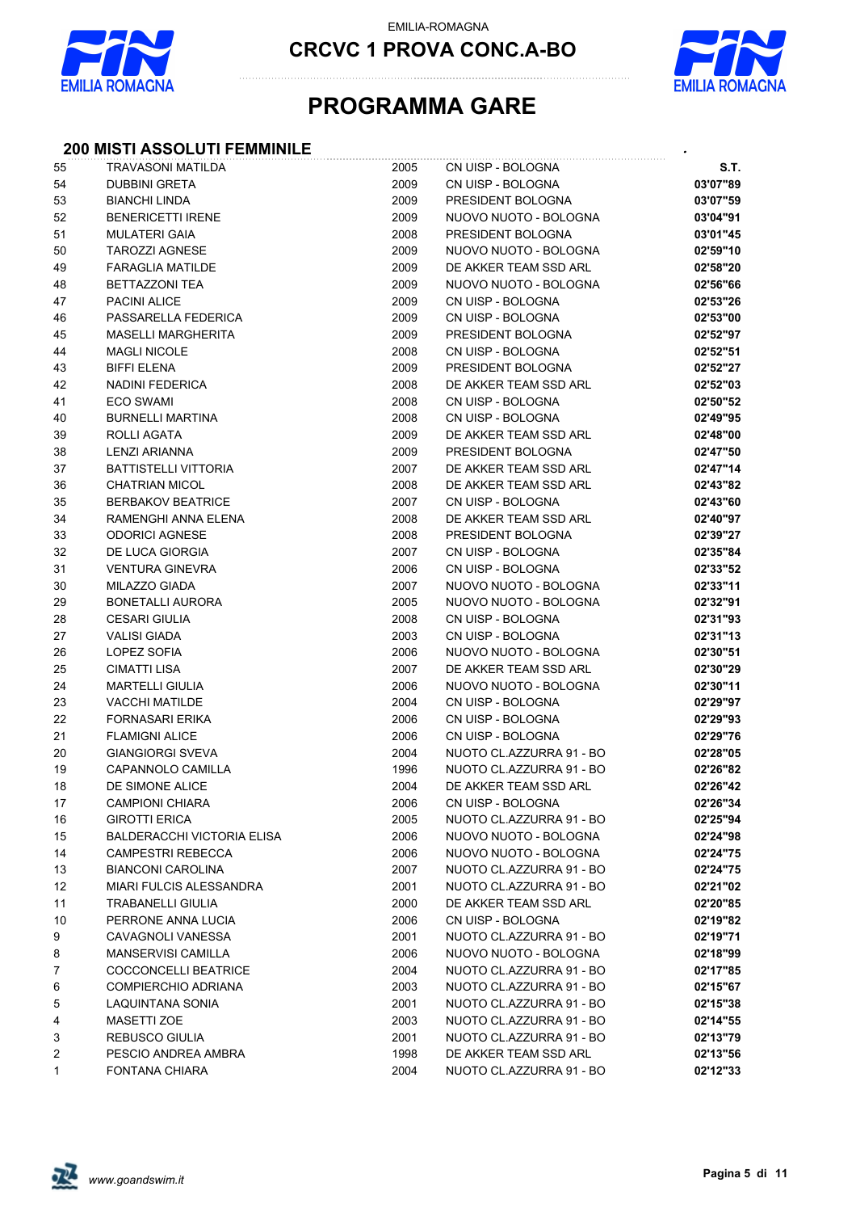EMILIA-ROMAGNA

# CRCVC 1 PROVA CONC.A-BO

# PROGRAMMA GARE

## 200 MISTI ASSOLUTI FEMMINILE

| | | | | S.T. |
|---|---|---|---|---|
| 55 | TRAVASONI MATILDA | 2005 | CN UISP - BOLOGNA | S.T. |
| 54 | DUBBINI GRETA | 2009 | CN UISP - BOLOGNA | 03'07"89 |
| 53 | BIANCHI LINDA | 2009 | PRESIDENT BOLOGNA | 03'07"59 |
| 52 | BENERICETTI IRENE | 2009 | NUOVO NUOTO - BOLOGNA | 03'04"91 |
| 51 | MULATERI GAIA | 2008 | PRESIDENT BOLOGNA | 03'01"45 |
| 50 | TAROZZI AGNESE | 2009 | NUOVO NUOTO - BOLOGNA | 02'59"10 |
| 49 | FARAGLIA MATILDE | 2009 | DE AKKER TEAM SSD ARL | 02'58"20 |
| 48 | BETTAZZONI TEA | 2009 | NUOVO NUOTO - BOLOGNA | 02'56"66 |
| 47 | PACINI ALICE | 2009 | CN UISP - BOLOGNA | 02'53"26 |
| 46 | PASSARELLA FEDERICA | 2009 | CN UISP - BOLOGNA | 02'53"00 |
| 45 | MASELLI MARGHERITA | 2009 | PRESIDENT BOLOGNA | 02'52"97 |
| 44 | MAGLI NICOLE | 2008 | CN UISP - BOLOGNA | 02'52"51 |
| 43 | BIFFI ELENA | 2009 | PRESIDENT BOLOGNA | 02'52"27 |
| 42 | NADINI FEDERICA | 2008 | DE AKKER TEAM SSD ARL | 02'52"03 |
| 41 | ECO SWAMI | 2008 | CN UISP - BOLOGNA | 02'50"52 |
| 40 | BURNELLI MARTINA | 2008 | CN UISP - BOLOGNA | 02'49"95 |
| 39 | ROLLI AGATA | 2009 | DE AKKER TEAM SSD ARL | 02'48"00 |
| 38 | LENZI ARIANNA | 2009 | PRESIDENT BOLOGNA | 02'47"50 |
| 37 | BATTISTELLI VITTORIA | 2007 | DE AKKER TEAM SSD ARL | 02'47"14 |
| 36 | CHATRIAN MICOL | 2008 | DE AKKER TEAM SSD ARL | 02'43"82 |
| 35 | BERBAKOV BEATRICE | 2007 | CN UISP - BOLOGNA | 02'43"60 |
| 34 | RAMENGHI ANNA ELENA | 2008 | DE AKKER TEAM SSD ARL | 02'40"97 |
| 33 | ODORICI AGNESE | 2008 | PRESIDENT BOLOGNA | 02'39"27 |
| 32 | DE LUCA GIORGIA | 2007 | CN UISP - BOLOGNA | 02'35"84 |
| 31 | VENTURA GINEVRA | 2006 | CN UISP - BOLOGNA | 02'33"52 |
| 30 | MILAZZO GIADA | 2007 | NUOVO NUOTO - BOLOGNA | 02'33"11 |
| 29 | BONETALLI AURORA | 2005 | NUOVO NUOTO - BOLOGNA | 02'32"91 |
| 28 | CESARI GIULIA | 2008 | CN UISP - BOLOGNA | 02'31"93 |
| 27 | VALISI GIADA | 2003 | CN UISP - BOLOGNA | 02'31"13 |
| 26 | LOPEZ SOFIA | 2006 | NUOVO NUOTO - BOLOGNA | 02'30"51 |
| 25 | CIMATTI LISA | 2007 | DE AKKER TEAM SSD ARL | 02'30"29 |
| 24 | MARTELLI GIULIA | 2006 | NUOVO NUOTO - BOLOGNA | 02'30"11 |
| 23 | VACCHI MATILDE | 2004 | CN UISP - BOLOGNA | 02'29"97 |
| 22 | FORNASARI ERIKA | 2006 | CN UISP - BOLOGNA | 02'29"93 |
| 21 | FLAMIGNI ALICE | 2006 | CN UISP - BOLOGNA | 02'29"76 |
| 20 | GIANGIORGI SVEVA | 2004 | NUOTO CL.AZZURRA 91 - BO | 02'28"05 |
| 19 | CAPANNOLO CAMILLA | 1996 | NUOTO CL.AZZURRA 91 - BO | 02'26"82 |
| 18 | DE SIMONE ALICE | 2004 | DE AKKER TEAM SSD ARL | 02'26"42 |
| 17 | CAMPIONI CHIARA | 2006 | CN UISP - BOLOGNA | 02'26"34 |
| 16 | GIROTTI ERICA | 2005 | NUOTO CL.AZZURRA 91 - BO | 02'25"94 |
| 15 | BALDERACCHI VICTORIA ELISA | 2006 | NUOVO NUOTO - BOLOGNA | 02'24"98 |
| 14 | CAMPESTRI REBECCA | 2006 | NUOVO NUOTO - BOLOGNA | 02'24"75 |
| 13 | BIANCONI CAROLINA | 2007 | NUOTO CL.AZZURRA 91 - BO | 02'24"75 |
| 12 | MIARI FULCIS ALESSANDRA | 2001 | NUOTO CL.AZZURRA 91 - BO | 02'21"02 |
| 11 | TRABANELLI GIULIA | 2000 | DE AKKER TEAM SSD ARL | 02'20"85 |
| 10 | PERRONE ANNA LUCIA | 2006 | CN UISP - BOLOGNA | 02'19"82 |
| 9 | CAVAGNOLI VANESSA | 2001 | NUOTO CL.AZZURRA 91 - BO | 02'19"71 |
| 8 | MANSERVISI CAMILLA | 2006 | NUOVO NUOTO - BOLOGNA | 02'18"99 |
| 7 | COCCONCELLI BEATRICE | 2004 | NUOTO CL.AZZURRA 91 - BO | 02'17"85 |
| 6 | COMPIERCHIO ADRIANA | 2003 | NUOTO CL.AZZURRA 91 - BO | 02'15"67 |
| 5 | LAQUINTANA SONIA | 2001 | NUOTO CL.AZZURRA 91 - BO | 02'15"38 |
| 4 | MASETTI ZOE | 2003 | NUOTO CL.AZZURRA 91 - BO | 02'14"55 |
| 3 | REBUSCO GIULIA | 2001 | NUOTO CL.AZZURRA 91 - BO | 02'13"79 |
| 2 | PESCIO ANDREA AMBRA | 1998 | DE AKKER TEAM SSD ARL | 02'13"56 |
| 1 | FONTANA CHIARA | 2004 | NUOTO CL.AZZURRA 91 - BO | 02'12"33 |

*www.goandswim.it*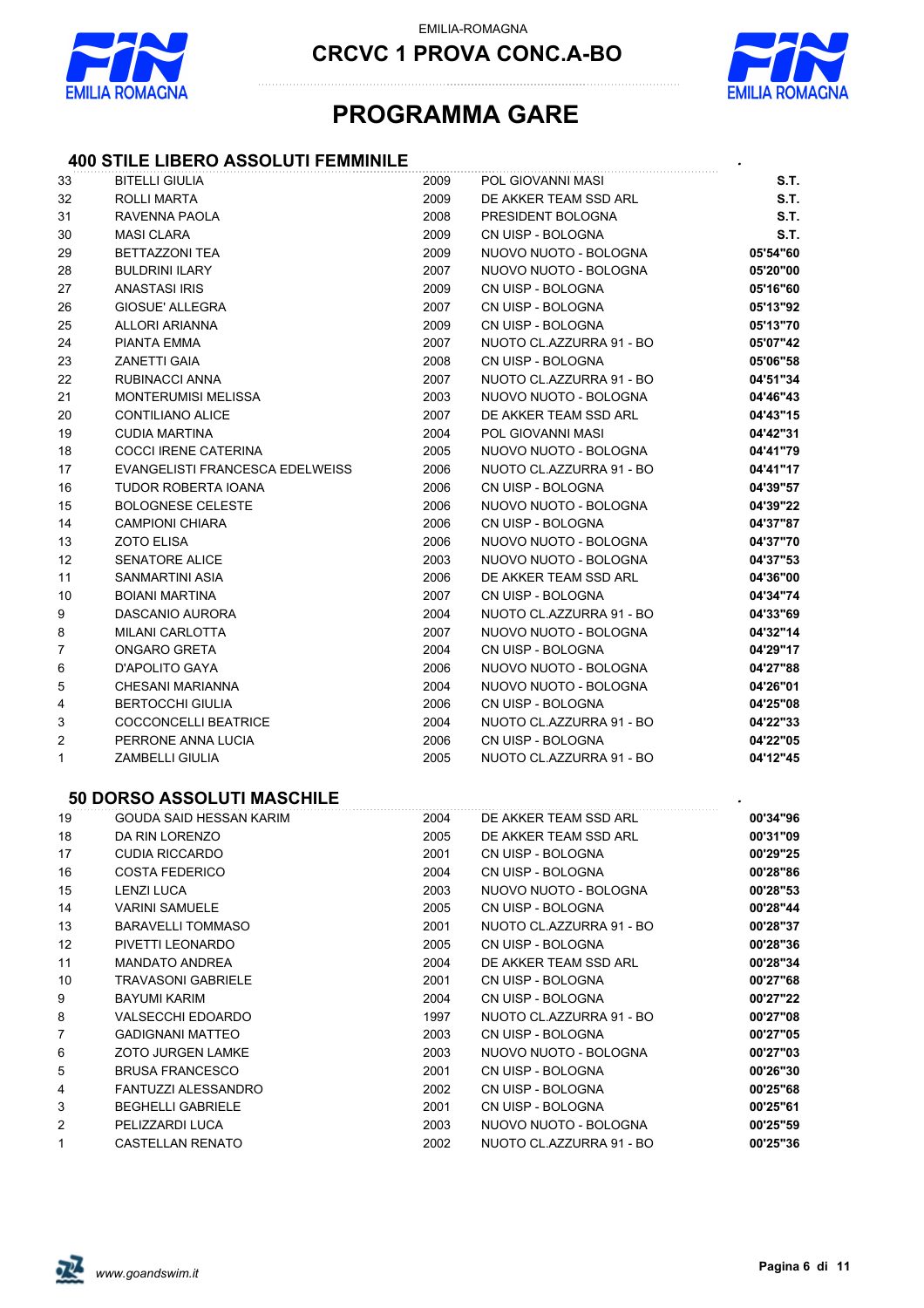EMILIA-ROMAGNA

# CRCVC 1 PROVA CONC.A-BO

# PROGRAMMA GARE

## 400 STILE LIBERO ASSOLUTI FEMMINILE

| | | | | |
|---|---|---|---|---|
| 33 | BITELLI GIULIA | 2009 | POL GIOVANNI MASI | **S.T.** |
| 32 | ROLLI MARTA | 2009 | DE AKKER TEAM SSD ARL | **S.T.** |
| 31 | RAVENNA PAOLA | 2008 | PRESIDENT BOLOGNA | **S.T.** |
| 30 | MASI CLARA | 2009 | CN UISP - BOLOGNA | **S.T.** |
| 29 | BETTAZZONI TEA | 2009 | NUOVO NUOTO - BOLOGNA | **05'54"60** |
| 28 | BULDRINI ILARY | 2007 | NUOVO NUOTO - BOLOGNA | **05'20"00** |
| 27 | ANASTASI IRIS | 2009 | CN UISP - BOLOGNA | **05'16"60** |
| 26 | GIOSUE' ALLEGRA | 2007 | CN UISP - BOLOGNA | **05'13"92** |
| 25 | ALLORI ARIANNA | 2009 | CN UISP - BOLOGNA | **05'13"70** |
| 24 | PIANTA EMMA | 2007 | NUOTO CL.AZZURRA 91 - BO | **05'07"42** |
| 23 | ZANETTI GAIA | 2008 | CN UISP - BOLOGNA | **05'06"58** |
| 22 | RUBINACCI ANNA | 2007 | NUOTO CL.AZZURRA 91 - BO | **04'51"34** |
| 21 | MONTERUMISI MELISSA | 2003 | NUOVO NUOTO - BOLOGNA | **04'46"43** |
| 20 | CONTILIANO ALICE | 2007 | DE AKKER TEAM SSD ARL | **04'43"15** |
| 19 | CUDIA MARTINA | 2004 | POL GIOVANNI MASI | **04'42"31** |
| 18 | COCCI IRENE CATERINA | 2005 | NUOVO NUOTO - BOLOGNA | **04'41"79** |
| 17 | EVANGELISTI FRANCESCA EDELWEISS | 2006 | NUOTO CL.AZZURRA 91 - BO | **04'41"17** |
| 16 | TUDOR ROBERTA IOANA | 2006 | CN UISP - BOLOGNA | **04'39"57** |
| 15 | BOLOGNESE CELESTE | 2006 | NUOVO NUOTO - BOLOGNA | **04'39"22** |
| 14 | CAMPIONI CHIARA | 2006 | CN UISP - BOLOGNA | **04'37"87** |
| 13 | ZOTO ELISA | 2006 | NUOVO NUOTO - BOLOGNA | **04'37"70** |
| 12 | SENATORE ALICE | 2003 | NUOVO NUOTO - BOLOGNA | **04'37"53** |
| 11 | SANMARTINI ASIA | 2006 | DE AKKER TEAM SSD ARL | **04'36"00** |
| 10 | BOIANI MARTINA | 2007 | CN UISP - BOLOGNA | **04'34"74** |
| 9 | DASCANIO AURORA | 2004 | NUOTO CL.AZZURRA 91 - BO | **04'33"69** |
| 8 | MILANI CARLOTTA | 2007 | NUOVO NUOTO - BOLOGNA | **04'32"14** |
| 7 | ONGARO GRETA | 2004 | CN UISP - BOLOGNA | **04'29"17** |
| 6 | D'APOLITO GAYA | 2006 | NUOVO NUOTO - BOLOGNA | **04'27"88** |
| 5 | CHESANI MARIANNA | 2004 | NUOVO NUOTO - BOLOGNA | **04'26"01** |
| 4 | BERTOCCHI GIULIA | 2006 | CN UISP - BOLOGNA | **04'25"08** |
| 3 | COCCONCELLI BEATRICE | 2004 | NUOTO CL.AZZURRA 91 - BO | **04'22"33** |
| 2 | PERRONE ANNA LUCIA | 2006 | CN UISP - BOLOGNA | **04'22"05** |
| 1 | ZAMBELLI GIULIA | 2005 | NUOTO CL.AZZURRA 91 - BO | **04'12"45** |

## 50 DORSO ASSOLUTI MASCHILE

| | | | | |
|---|---|---|---|---|
| 19 | GOUDA SAID HESSAN KARIM | 2004 | DE AKKER TEAM SSD ARL | **00'34"96** |
| 18 | DA RIN LORENZO | 2005 | DE AKKER TEAM SSD ARL | **00'31"09** |
| 17 | CUDIA RICCARDO | 2001 | CN UISP - BOLOGNA | **00'29"25** |
| 16 | COSTA FEDERICO | 2004 | CN UISP - BOLOGNA | **00'28"86** |
| 15 | LENZI LUCA | 2003 | NUOVO NUOTO - BOLOGNA | **00'28"53** |
| 14 | VARINI SAMUELE | 2005 | CN UISP - BOLOGNA | **00'28"44** |
| 13 | BARAVELLI TOMMASO | 2001 | NUOTO CL.AZZURRA 91 - BO | **00'28"37** |
| 12 | PIVETTI LEONARDO | 2005 | CN UISP - BOLOGNA | **00'28"36** |
| 11 | MANDATO ANDREA | 2004 | DE AKKER TEAM SSD ARL | **00'28"34** |
| 10 | TRAVASONI GABRIELE | 2001 | CN UISP - BOLOGNA | **00'27"68** |
| 9 | BAYUMI KARIM | 2004 | CN UISP - BOLOGNA | **00'27"22** |
| 8 | VALSECCHI EDOARDO | 1997 | NUOTO CL.AZZURRA 91 - BO | **00'27"08** |
| 7 | GADIGNANI MATTEO | 2003 | CN UISP - BOLOGNA | **00'27"05** |
| 6 | ZOTO JURGEN LAMKE | 2003 | NUOVO NUOTO - BOLOGNA | **00'27"03** |
| 5 | BRUSA FRANCESCO | 2001 | CN UISP - BOLOGNA | **00'26"30** |
| 4 | FANTUZZI ALESSANDRO | 2002 | CN UISP - BOLOGNA | **00'25"68** |
| 3 | BEGHELLI GABRIELE | 2001 | CN UISP - BOLOGNA | **00'25"61** |
| 2 | PELIZZARDI LUCA | 2003 | NUOVO NUOTO - BOLOGNA | **00'25"59** |
| 1 | CASTELLAN RENATO | 2002 | NUOTO CL.AZZURRA 91 - BO | **00'25"36** |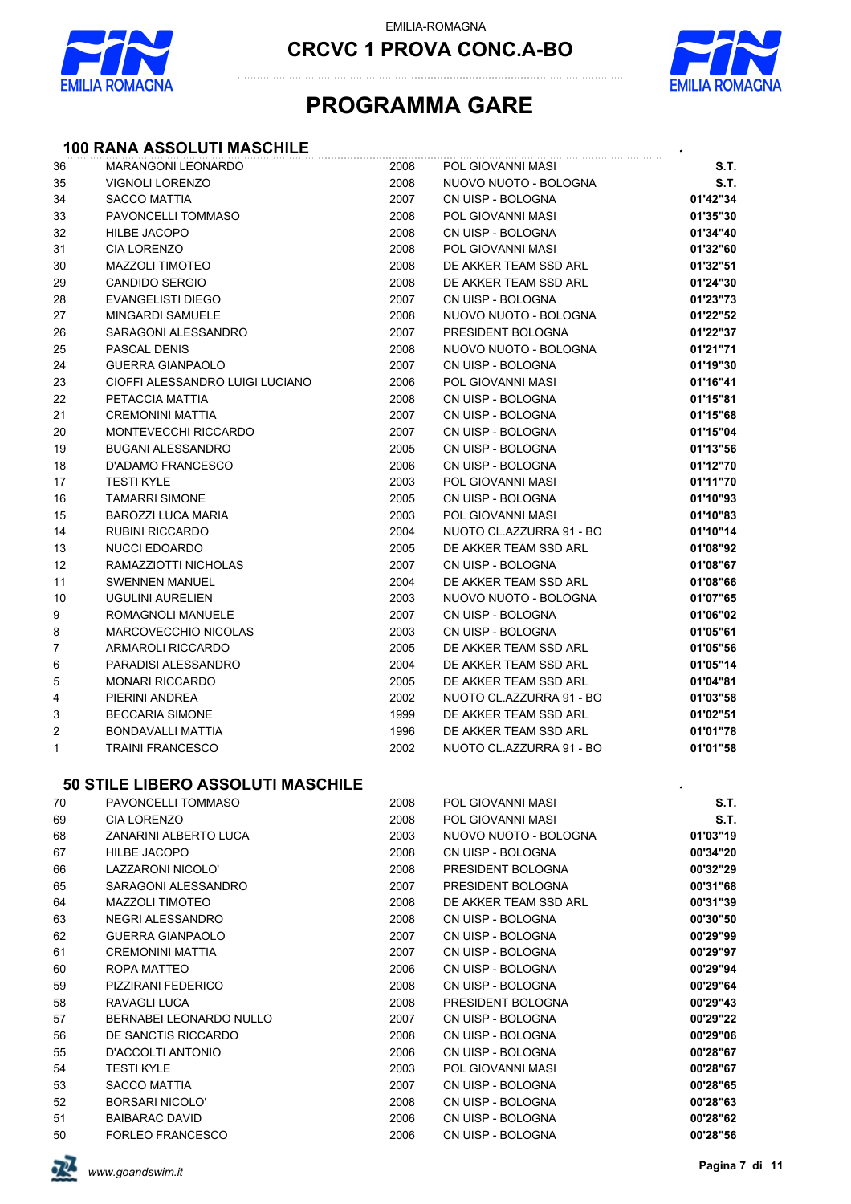EMILIA-ROMAGNA

# CRCVC 1 PROVA CONC.A-BO

# PROGRAMMA GARE

## 100 RANA ASSOLUTI MASCHILE

| | | | | |
|---|---|---|---|---|
| 36 | MARANGONI LEONARDO | 2008 | POL GIOVANNI MASI | S.T. |
| 35 | VIGNOLI LORENZO | 2008 | NUOVO NUOTO - BOLOGNA | S.T. |
| 34 | SACCO MATTIA | 2007 | CN UISP - BOLOGNA | 01'42"34 |
| 33 | PAVONCELLI TOMMASO | 2008 | POL GIOVANNI MASI | 01'35"30 |
| 32 | HILBE JACOPO | 2008 | CN UISP - BOLOGNA | 01'34"40 |
| 31 | CIA LORENZO | 2008 | POL GIOVANNI MASI | 01'32"60 |
| 30 | MAZZOLI TIMOTEO | 2008 | DE AKKER TEAM SSD ARL | 01'32"51 |
| 29 | CANDIDO SERGIO | 2008 | DE AKKER TEAM SSD ARL | 01'24"30 |
| 28 | EVANGELISTI DIEGO | 2007 | CN UISP - BOLOGNA | 01'23"73 |
| 27 | MINGARDI SAMUELE | 2008 | NUOVO NUOTO - BOLOGNA | 01'22"52 |
| 26 | SARAGONI ALESSANDRO | 2007 | PRESIDENT BOLOGNA | 01'22"37 |
| 25 | PASCAL DENIS | 2008 | NUOVO NUOTO - BOLOGNA | 01'21"71 |
| 24 | GUERRA GIANPAOLO | 2007 | CN UISP - BOLOGNA | 01'19"30 |
| 23 | CIOFFI ALESSANDRO LUIGI LUCIANO | 2006 | POL GIOVANNI MASI | 01'16"41 |
| 22 | PETACCIA MATTIA | 2008 | CN UISP - BOLOGNA | 01'15"81 |
| 21 | CREMONINI MATTIA | 2007 | CN UISP - BOLOGNA | 01'15"68 |
| 20 | MONTEVECCHI RICCARDO | 2007 | CN UISP - BOLOGNA | 01'15"04 |
| 19 | BUGANI ALESSANDRO | 2005 | CN UISP - BOLOGNA | 01'13"56 |
| 18 | D'ADAMO FRANCESCO | 2006 | CN UISP - BOLOGNA | 01'12"70 |
| 17 | TESTI KYLE | 2003 | POL GIOVANNI MASI | 01'11"70 |
| 16 | TAMARRI SIMONE | 2005 | CN UISP - BOLOGNA | 01'10"93 |
| 15 | BAROZZI LUCA MARIA | 2003 | POL GIOVANNI MASI | 01'10"83 |
| 14 | RUBINI RICCARDO | 2004 | NUOTO CL.AZZURRA 91 - BO | 01'10"14 |
| 13 | NUCCI EDOARDO | 2005 | DE AKKER TEAM SSD ARL | 01'08"92 |
| 12 | RAMAZZIOTTI NICHOLAS | 2007 | CN UISP - BOLOGNA | 01'08"67 |
| 11 | SWENNEN MANUEL | 2004 | DE AKKER TEAM SSD ARL | 01'08"66 |
| 10 | UGULINI AURELIEN | 2003 | NUOVO NUOTO - BOLOGNA | 01'07"65 |
| 9 | ROMAGNOLI MANUELE | 2007 | CN UISP - BOLOGNA | 01'06"02 |
| 8 | MARCOVECCHIO NICOLAS | 2003 | CN UISP - BOLOGNA | 01'05"61 |
| 7 | ARMAROLI RICCARDO | 2005 | DE AKKER TEAM SSD ARL | 01'05"56 |
| 6 | PARADISI ALESSANDRO | 2004 | DE AKKER TEAM SSD ARL | 01'05"14 |
| 5 | MONARI RICCARDO | 2005 | DE AKKER TEAM SSD ARL | 01'04"81 |
| 4 | PIERINI ANDREA | 2002 | NUOTO CL.AZZURRA 91 - BO | 01'03"58 |
| 3 | BECCARIA SIMONE | 1999 | DE AKKER TEAM SSD ARL | 01'02"51 |
| 2 | BONDAVALLI MATTIA | 1996 | DE AKKER TEAM SSD ARL | 01'01"78 |
| 1 | TRAINI FRANCESCO | 2002 | NUOTO CL.AZZURRA 91 - BO | 01'01"58 |

## 50 STILE LIBERO ASSOLUTI MASCHILE

| | | | | |
|---|---|---|---|---|
| 70 | PAVONCELLI TOMMASO | 2008 | POL GIOVANNI MASI | S.T. |
| 69 | CIA LORENZO | 2008 | POL GIOVANNI MASI | S.T. |
| 68 | ZANARINI ALBERTO LUCA | 2003 | NUOVO NUOTO - BOLOGNA | 01'03"19 |
| 67 | HILBE JACOPO | 2008 | CN UISP - BOLOGNA | 00'34"20 |
| 66 | LAZZARONI NICOLO' | 2008 | PRESIDENT BOLOGNA | 00'32"29 |
| 65 | SARAGONI ALESSANDRO | 2007 | PRESIDENT BOLOGNA | 00'31"68 |
| 64 | MAZZOLI TIMOTEO | 2008 | DE AKKER TEAM SSD ARL | 00'31"39 |
| 63 | NEGRI ALESSANDRO | 2008 | CN UISP - BOLOGNA | 00'30"50 |
| 62 | GUERRA GIANPAOLO | 2007 | CN UISP - BOLOGNA | 00'29"99 |
| 61 | CREMONINI MATTIA | 2007 | CN UISP - BOLOGNA | 00'29"97 |
| 60 | ROPA MATTEO | 2006 | CN UISP - BOLOGNA | 00'29"94 |
| 59 | PIZZIRANI FEDERICO | 2008 | CN UISP - BOLOGNA | 00'29"64 |
| 58 | RAVAGLI LUCA | 2008 | PRESIDENT BOLOGNA | 00'29"43 |
| 57 | BERNABEI LEONARDO NULLO | 2007 | CN UISP - BOLOGNA | 00'29"22 |
| 56 | DE SANCTIS RICCARDO | 2008 | CN UISP - BOLOGNA | 00'29"06 |
| 55 | D'ACCOLTI ANTONIO | 2006 | CN UISP - BOLOGNA | 00'28"67 |
| 54 | TESTI KYLE | 2003 | POL GIOVANNI MASI | 00'28"67 |
| 53 | SACCO MATTIA | 2007 | CN UISP - BOLOGNA | 00'28"65 |
| 52 | BORSARI NICOLO' | 2008 | CN UISP - BOLOGNA | 00'28"63 |
| 51 | BAIBARAC DAVID | 2006 | CN UISP - BOLOGNA | 00'28"62 |
| 50 | FORLEO FRANCESCO | 2006 | CN UISP - BOLOGNA | 00'28"56 |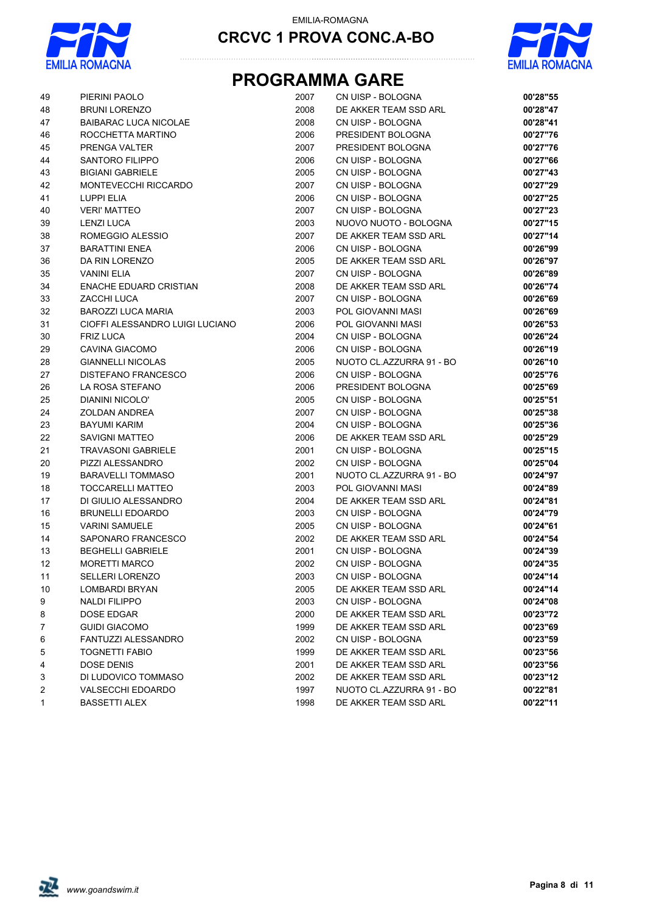EMILIA-ROMAGNA

## CRCVC 1 PROVA CONC.A-BO

# PROGRAMMA GARE

| | | | | |
|---|---|---|---|---|
| 49 | PIERINI PAOLO | 2007 | CN UISP - BOLOGNA | **00'28"55** |
| 48 | BRUNI LORENZO | 2008 | DE AKKER TEAM SSD ARL | **00'28"47** |
| 47 | BAIBARAC LUCA NICOLAE | 2008 | CN UISP - BOLOGNA | **00'28"41** |
| 46 | ROCCHETTA MARTINO | 2006 | PRESIDENT BOLOGNA | **00'27"76** |
| 45 | PRENGA VALTER | 2007 | PRESIDENT BOLOGNA | **00'27"76** |
| 44 | SANTORO FILIPPO | 2006 | CN UISP - BOLOGNA | **00'27"66** |
| 43 | BIGIANI GABRIELE | 2005 | CN UISP - BOLOGNA | **00'27"43** |
| 42 | MONTEVECCHI RICCARDO | 2007 | CN UISP - BOLOGNA | **00'27"29** |
| 41 | LUPPI ELIA | 2006 | CN UISP - BOLOGNA | **00'27"25** |
| 40 | VERI' MATTEO | 2007 | CN UISP - BOLOGNA | **00'27"23** |
| 39 | LENZI LUCA | 2003 | NUOVO NUOTO - BOLOGNA | **00'27"15** |
| 38 | ROMEGGIO ALESSIO | 2007 | DE AKKER TEAM SSD ARL | **00'27"14** |
| 37 | BARATTINI ENEA | 2006 | CN UISP - BOLOGNA | **00'26"99** |
| 36 | DA RIN LORENZO | 2005 | DE AKKER TEAM SSD ARL | **00'26"97** |
| 35 | VANINI ELIA | 2007 | CN UISP - BOLOGNA | **00'26"89** |
| 34 | ENACHE EDUARD CRISTIAN | 2008 | DE AKKER TEAM SSD ARL | **00'26"74** |
| 33 | ZACCHI LUCA | 2007 | CN UISP - BOLOGNA | **00'26"69** |
| 32 | BAROZZI LUCA MARIA | 2003 | POL GIOVANNI MASI | **00'26"69** |
| 31 | CIOFFI ALESSANDRO LUIGI LUCIANO | 2006 | POL GIOVANNI MASI | **00'26"53** |
| 30 | FRIZ LUCA | 2004 | CN UISP - BOLOGNA | **00'26"24** |
| 29 | CAVINA GIACOMO | 2006 | CN UISP - BOLOGNA | **00'26"19** |
| 28 | GIANNELLI NICOLAS | 2005 | NUOTO CL.AZZURRA 91 - BO | **00'26"10** |
| 27 | DISTEFANO FRANCESCO | 2006 | CN UISP - BOLOGNA | **00'25"76** |
| 26 | LA ROSA STEFANO | 2006 | PRESIDENT BOLOGNA | **00'25"69** |
| 25 | DIANINI NICOLO' | 2005 | CN UISP - BOLOGNA | **00'25"51** |
| 24 | ZOLDAN ANDREA | 2007 | CN UISP - BOLOGNA | **00'25"38** |
| 23 | BAYUMI KARIM | 2004 | CN UISP - BOLOGNA | **00'25"36** |
| 22 | SAVIGNI MATTEO | 2006 | DE AKKER TEAM SSD ARL | **00'25"29** |
| 21 | TRAVASONI GABRIELE | 2001 | CN UISP - BOLOGNA | **00'25"15** |
| 20 | PIZZI ALESSANDRO | 2002 | CN UISP - BOLOGNA | **00'25"04** |
| 19 | BARAVELLI TOMMASO | 2001 | NUOTO CL.AZZURRA 91 - BO | **00'24"97** |
| 18 | TOCCARELLI MATTEO | 2003 | POL GIOVANNI MASI | **00'24"89** |
| 17 | DI GIULIO ALESSANDRO | 2004 | DE AKKER TEAM SSD ARL | **00'24"81** |
| 16 | BRUNELLI EDOARDO | 2003 | CN UISP - BOLOGNA | **00'24"79** |
| 15 | VARINI SAMUELE | 2005 | CN UISP - BOLOGNA | **00'24"61** |
| 14 | SAPONARO FRANCESCO | 2002 | DE AKKER TEAM SSD ARL | **00'24"54** |
| 13 | BEGHELLI GABRIELE | 2001 | CN UISP - BOLOGNA | **00'24"39** |
| 12 | MORETTI MARCO | 2002 | CN UISP - BOLOGNA | **00'24"35** |
| 11 | SELLERI LORENZO | 2003 | CN UISP - BOLOGNA | **00'24"14** |
| 10 | LOMBARDI BRYAN | 2005 | DE AKKER TEAM SSD ARL | **00'24"14** |
| 9 | NALDI FILIPPO | 2003 | CN UISP - BOLOGNA | **00'24"08** |
| 8 | DOSE EDGAR | 2000 | DE AKKER TEAM SSD ARL | **00'23"72** |
| 7 | GUIDI GIACOMO | 1999 | DE AKKER TEAM SSD ARL | **00'23"69** |
| 6 | FANTUZZI ALESSANDRO | 2002 | CN UISP - BOLOGNA | **00'23"59** |
| 5 | TOGNETTI FABIO | 1999 | DE AKKER TEAM SSD ARL | **00'23"56** |
| 4 | DOSE DENIS | 2001 | DE AKKER TEAM SSD ARL | **00'23"56** |
| 3 | DI LUDOVICO TOMMASO | 2002 | DE AKKER TEAM SSD ARL | **00'23"12** |
| 2 | VALSECCHI EDOARDO | 1997 | NUOTO CL.AZZURRA 91 - BO | **00'22"81** |
| 1 | BASSETTI ALEX | 1998 | DE AKKER TEAM SSD ARL | **00'22"11** |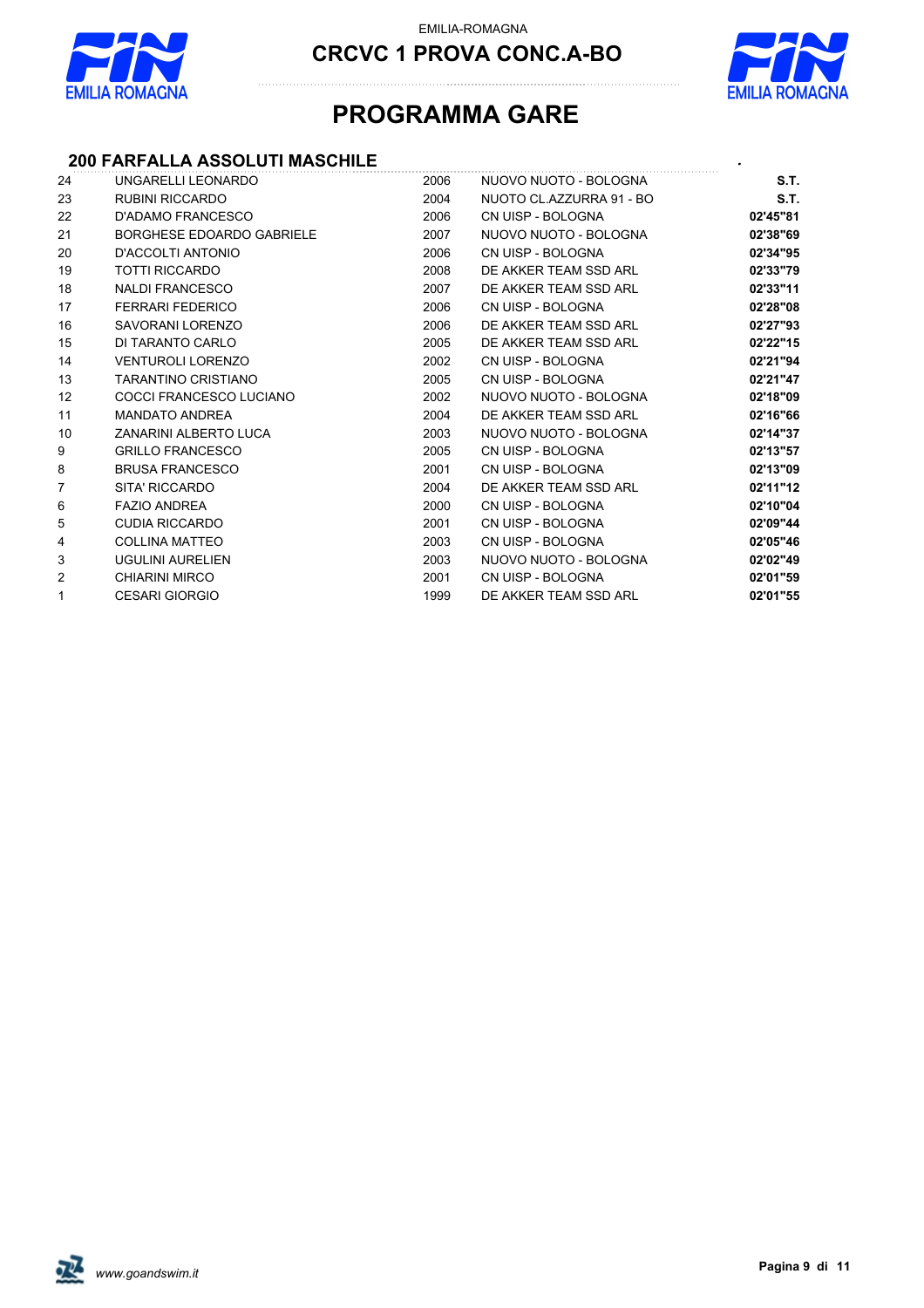EMILIA-ROMAGNA

## CRCVC 1 PROVA CONC.A-BO

# PROGRAMMA GARE

### 200 FARFALLA ASSOLUTI MASCHILE

| | | | | |
|---|---|---|---|---|
| 24 | UNGARELLI LEONARDO | 2006 | NUOVO NUOTO - BOLOGNA | **S.T.** |
| 23 | RUBINI RICCARDO | 2004 | NUOTO CL.AZZURRA 91 - BO | **S.T.** |
| 22 | D'ADAMO FRANCESCO | 2006 | CN UISP - BOLOGNA | **02'45"81** |
| 21 | BORGHESE EDOARDO GABRIELE | 2007 | NUOVO NUOTO - BOLOGNA | **02'38"69** |
| 20 | D'ACCOLTI ANTONIO | 2006 | CN UISP - BOLOGNA | **02'34"95** |
| 19 | TOTTI RICCARDO | 2008 | DE AKKER TEAM SSD ARL | **02'33"79** |
| 18 | NALDI FRANCESCO | 2007 | DE AKKER TEAM SSD ARL | **02'33"11** |
| 17 | FERRARI FEDERICO | 2006 | CN UISP - BOLOGNA | **02'28"08** |
| 16 | SAVORANI LORENZO | 2006 | DE AKKER TEAM SSD ARL | **02'27"93** |
| 15 | DI TARANTO CARLO | 2005 | DE AKKER TEAM SSD ARL | **02'22"15** |
| 14 | VENTUROLI LORENZO | 2002 | CN UISP - BOLOGNA | **02'21"94** |
| 13 | TARANTINO CRISTIANO | 2005 | CN UISP - BOLOGNA | **02'21"47** |
| 12 | COCCI FRANCESCO LUCIANO | 2002 | NUOVO NUOTO - BOLOGNA | **02'18"09** |
| 11 | MANDATO ANDREA | 2004 | DE AKKER TEAM SSD ARL | **02'16"66** |
| 10 | ZANARINI ALBERTO LUCA | 2003 | NUOVO NUOTO - BOLOGNA | **02'14"37** |
| 9 | GRILLO FRANCESCO | 2005 | CN UISP - BOLOGNA | **02'13"57** |
| 8 | BRUSA FRANCESCO | 2001 | CN UISP - BOLOGNA | **02'13"09** |
| 7 | SITA' RICCARDO | 2004 | DE AKKER TEAM SSD ARL | **02'11"12** |
| 6 | FAZIO ANDREA | 2000 | CN UISP - BOLOGNA | **02'10"04** |
| 5 | CUDIA RICCARDO | 2001 | CN UISP - BOLOGNA | **02'09"44** |
| 4 | COLLINA MATTEO | 2003 | CN UISP - BOLOGNA | **02'05"46** |
| 3 | UGULINI AURELIEN | 2003 | NUOVO NUOTO - BOLOGNA | **02'02"49** |
| 2 | CHIARINI MIRCO | 2001 | CN UISP - BOLOGNA | **02'01"59** |
| 1 | CESARI GIORGIO | 1999 | DE AKKER TEAM SSD ARL | **02'01"55** |

*www.goandswim.it*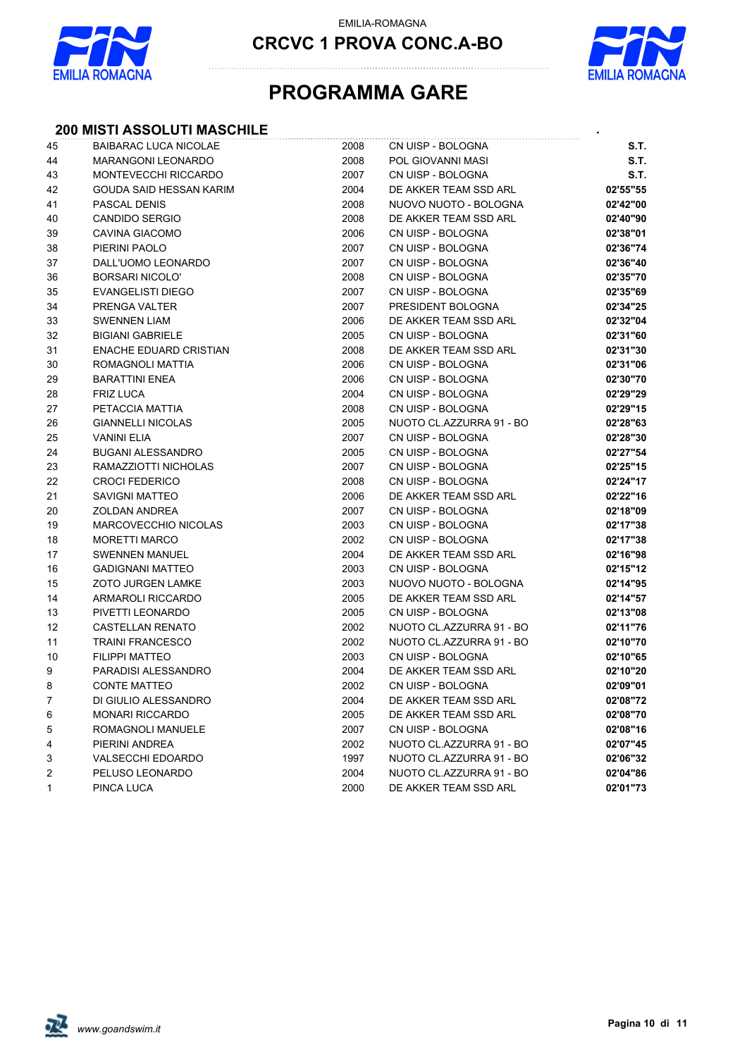EMILIA-ROMAGNA

# CRCVC 1 PROVA CONC.A-BO

# PROGRAMMA GARE

## 200 MISTI ASSOLUTI MASCHILE

| | | | | |
|---|---|---|---|---|
| 45 | BAIBARAC LUCA NICOLAE | 2008 | CN UISP - BOLOGNA | **S.T.** |
| 44 | MARANGONI LEONARDO | 2008 | POL GIOVANNI MASI | **S.T.** |
| 43 | MONTEVECCHI RICCARDO | 2007 | CN UISP - BOLOGNA | **S.T.** |
| 42 | GOUDA SAID HESSAN KARIM | 2004 | DE AKKER TEAM SSD ARL | **02'55"55** |
| 41 | PASCAL DENIS | 2008 | NUOVO NUOTO - BOLOGNA | **02'42"00** |
| 40 | CANDIDO SERGIO | 2008 | DE AKKER TEAM SSD ARL | **02'40"90** |
| 39 | CAVINA GIACOMO | 2006 | CN UISP - BOLOGNA | **02'38"01** |
| 38 | PIERINI PAOLO | 2007 | CN UISP - BOLOGNA | **02'36"74** |
| 37 | DALL'UOMO LEONARDO | 2007 | CN UISP - BOLOGNA | **02'36"40** |
| 36 | BORSARI NICOLO' | 2008 | CN UISP - BOLOGNA | **02'35"70** |
| 35 | EVANGELISTI DIEGO | 2007 | CN UISP - BOLOGNA | **02'35"69** |
| 34 | PRENGA VALTER | 2007 | PRESIDENT BOLOGNA | **02'34"25** |
| 33 | SWENNEN LIAM | 2006 | DE AKKER TEAM SSD ARL | **02'32"04** |
| 32 | BIGIANI GABRIELE | 2005 | CN UISP - BOLOGNA | **02'31"60** |
| 31 | ENACHE EDUARD CRISTIAN | 2008 | DE AKKER TEAM SSD ARL | **02'31"30** |
| 30 | ROMAGNOLI MATTIA | 2006 | CN UISP - BOLOGNA | **02'31"06** |
| 29 | BARATTINI ENEA | 2006 | CN UISP - BOLOGNA | **02'30"70** |
| 28 | FRIZ LUCA | 2004 | CN UISP - BOLOGNA | **02'29"29** |
| 27 | PETACCIA MATTIA | 2008 | CN UISP - BOLOGNA | **02'29"15** |
| 26 | GIANNELLI NICOLAS | 2005 | NUOTO CL.AZZURRA 91 - BO | **02'28"63** |
| 25 | VANINI ELIA | 2007 | CN UISP - BOLOGNA | **02'28"30** |
| 24 | BUGANI ALESSANDRO | 2005 | CN UISP - BOLOGNA | **02'27"54** |
| 23 | RAMAZZIOTTI NICHOLAS | 2007 | CN UISP - BOLOGNA | **02'25"15** |
| 22 | CROCI FEDERICO | 2008 | CN UISP - BOLOGNA | **02'24"17** |
| 21 | SAVIGNI MATTEO | 2006 | DE AKKER TEAM SSD ARL | **02'22"16** |
| 20 | ZOLDAN ANDREA | 2007 | CN UISP - BOLOGNA | **02'18"09** |
| 19 | MARCOVECCHIO NICOLAS | 2003 | CN UISP - BOLOGNA | **02'17"38** |
| 18 | MORETTI MARCO | 2002 | CN UISP - BOLOGNA | **02'17"38** |
| 17 | SWENNEN MANUEL | 2004 | DE AKKER TEAM SSD ARL | **02'16"98** |
| 16 | GADIGNANI MATTEO | 2003 | CN UISP - BOLOGNA | **02'15"12** |
| 15 | ZOTO JURGEN LAMKE | 2003 | NUOVO NUOTO - BOLOGNA | **02'14"95** |
| 14 | ARMAROLI RICCARDO | 2005 | DE AKKER TEAM SSD ARL | **02'14"57** |
| 13 | PIVETTI LEONARDO | 2005 | CN UISP - BOLOGNA | **02'13"08** |
| 12 | CASTELLAN RENATO | 2002 | NUOTO CL.AZZURRA 91 - BO | **02'11"76** |
| 11 | TRAINI FRANCESCO | 2002 | NUOTO CL.AZZURRA 91 - BO | **02'10"70** |
| 10 | FILIPPI MATTEO | 2003 | CN UISP - BOLOGNA | **02'10"65** |
| 9 | PARADISI ALESSANDRO | 2004 | DE AKKER TEAM SSD ARL | **02'10"20** |
| 8 | CONTE MATTEO | 2002 | CN UISP - BOLOGNA | **02'09"01** |
| 7 | DI GIULIO ALESSANDRO | 2004 | DE AKKER TEAM SSD ARL | **02'08"72** |
| 6 | MONARI RICCARDO | 2005 | DE AKKER TEAM SSD ARL | **02'08"70** |
| 5 | ROMAGNOLI MANUELE | 2007 | CN UISP - BOLOGNA | **02'08"16** |
| 4 | PIERINI ANDREA | 2002 | NUOTO CL.AZZURRA 91 - BO | **02'07"45** |
| 3 | VALSECCHI EDOARDO | 1997 | NUOTO CL.AZZURRA 91 - BO | **02'06"32** |
| 2 | PELUSO LEONARDO | 2004 | NUOTO CL.AZZURRA 91 - BO | **02'04"86** |
| 1 | PINCA LUCA | 2000 | DE AKKER TEAM SSD ARL | **02'01"73** |

*www.goandswim.it*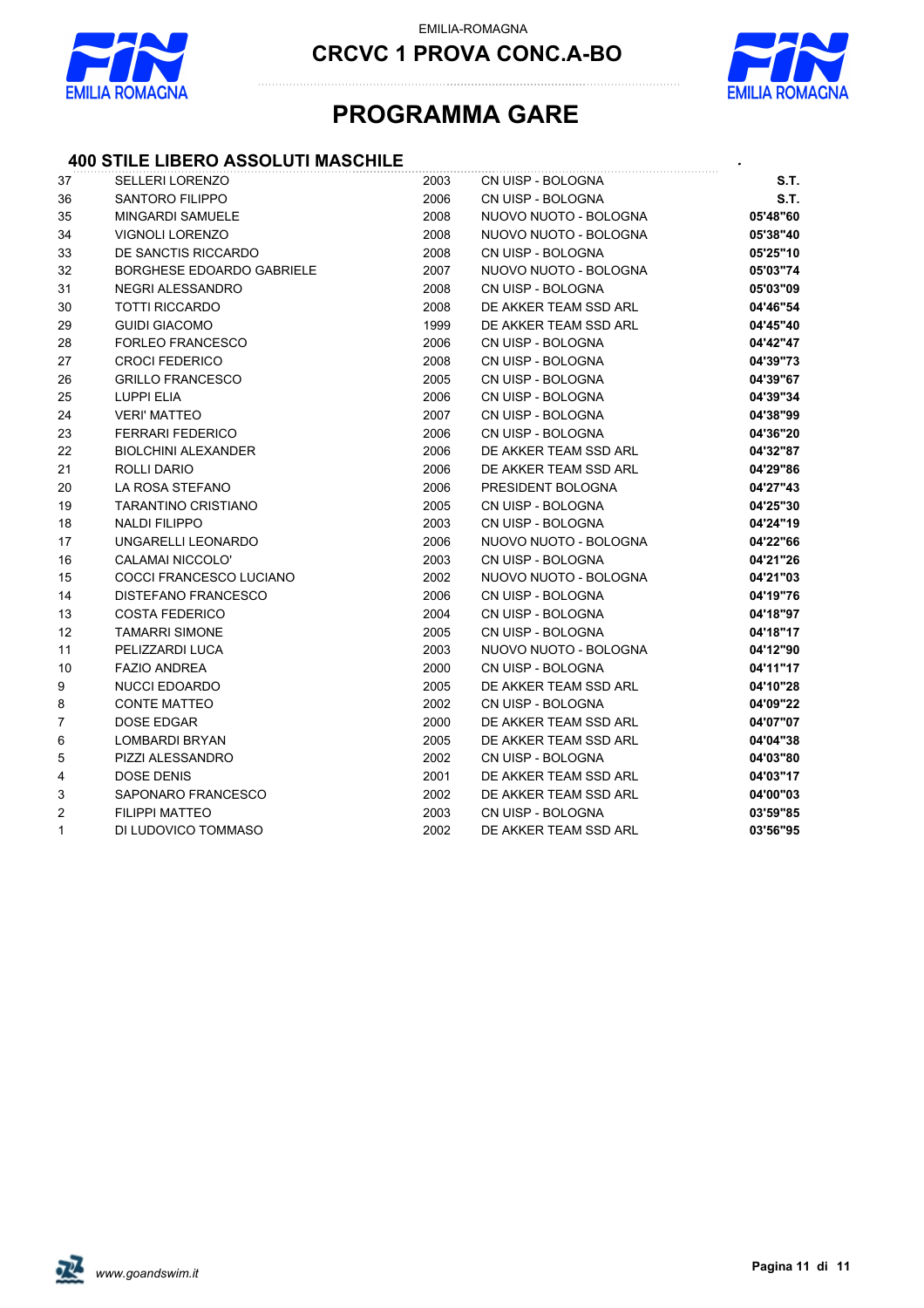EMILIA-ROMAGNA

## CRCVC 1 PROVA CONC.A-BO

# PROGRAMMA GARE

### 400 STILE LIBERO ASSOLUTI MASCHILE

| | | | | |
|---|---|---|---|---|
| 37 | SELLERI LORENZO | 2003 | CN UISP - BOLOGNA | S.T. |
| 36 | SANTORO FILIPPO | 2006 | CN UISP - BOLOGNA | S.T. |
| 35 | MINGARDI SAMUELE | 2008 | NUOVO NUOTO - BOLOGNA | 05'48"60 |
| 34 | VIGNOLI LORENZO | 2008 | NUOVO NUOTO - BOLOGNA | 05'38"40 |
| 33 | DE SANCTIS RICCARDO | 2008 | CN UISP - BOLOGNA | 05'25"10 |
| 32 | BORGHESE EDOARDO GABRIELE | 2007 | NUOVO NUOTO - BOLOGNA | 05'03"74 |
| 31 | NEGRI ALESSANDRO | 2008 | CN UISP - BOLOGNA | 05'03"09 |
| 30 | TOTTI RICCARDO | 2008 | DE AKKER TEAM SSD ARL | 04'46"54 |
| 29 | GUIDI GIACOMO | 1999 | DE AKKER TEAM SSD ARL | 04'45"40 |
| 28 | FORLEO FRANCESCO | 2006 | CN UISP - BOLOGNA | 04'42"47 |
| 27 | CROCI FEDERICO | 2008 | CN UISP - BOLOGNA | 04'39"73 |
| 26 | GRILLO FRANCESCO | 2005 | CN UISP - BOLOGNA | 04'39"67 |
| 25 | LUPPI ELIA | 2006 | CN UISP - BOLOGNA | 04'39"34 |
| 24 | VERI' MATTEO | 2007 | CN UISP - BOLOGNA | 04'38"99 |
| 23 | FERRARI FEDERICO | 2006 | CN UISP - BOLOGNA | 04'36"20 |
| 22 | BIOLCHINI ALEXANDER | 2006 | DE AKKER TEAM SSD ARL | 04'32"87 |
| 21 | ROLLI DARIO | 2006 | DE AKKER TEAM SSD ARL | 04'29"86 |
| 20 | LA ROSA STEFANO | 2006 | PRESIDENT BOLOGNA | 04'27"43 |
| 19 | TARANTINO CRISTIANO | 2005 | CN UISP - BOLOGNA | 04'25"30 |
| 18 | NALDI FILIPPO | 2003 | CN UISP - BOLOGNA | 04'24"19 |
| 17 | UNGARELLI LEONARDO | 2006 | NUOVO NUOTO - BOLOGNA | 04'22"66 |
| 16 | CALAMAI NICCOLO' | 2003 | CN UISP - BOLOGNA | 04'21"26 |
| 15 | COCCI FRANCESCO LUCIANO | 2002 | NUOVO NUOTO - BOLOGNA | 04'21"03 |
| 14 | DISTEFANO FRANCESCO | 2006 | CN UISP - BOLOGNA | 04'19"76 |
| 13 | COSTA FEDERICO | 2004 | CN UISP - BOLOGNA | 04'18"97 |
| 12 | TAMARRI SIMONE | 2005 | CN UISP - BOLOGNA | 04'18"17 |
| 11 | PELIZZARDI LUCA | 2003 | NUOVO NUOTO - BOLOGNA | 04'12"90 |
| 10 | FAZIO ANDREA | 2000 | CN UISP - BOLOGNA | 04'11"17 |
| 9 | NUCCI EDOARDO | 2005 | DE AKKER TEAM SSD ARL | 04'10"28 |
| 8 | CONTE MATTEO | 2002 | CN UISP - BOLOGNA | 04'09"22 |
| 7 | DOSE EDGAR | 2000 | DE AKKER TEAM SSD ARL | 04'07"07 |
| 6 | LOMBARDI BRYAN | 2005 | DE AKKER TEAM SSD ARL | 04'04"38 |
| 5 | PIZZI ALESSANDRO | 2002 | CN UISP - BOLOGNA | 04'03"80 |
| 4 | DOSE DENIS | 2001 | DE AKKER TEAM SSD ARL | 04'03"17 |
| 3 | SAPONARO FRANCESCO | 2002 | DE AKKER TEAM SSD ARL | 04'00"03 |
| 2 | FILIPPI MATTEO | 2003 | CN UISP - BOLOGNA | 03'59"85 |
| 1 | DI LUDOVICO TOMMASO | 2002 | DE AKKER TEAM SSD ARL | 03'56"95 |